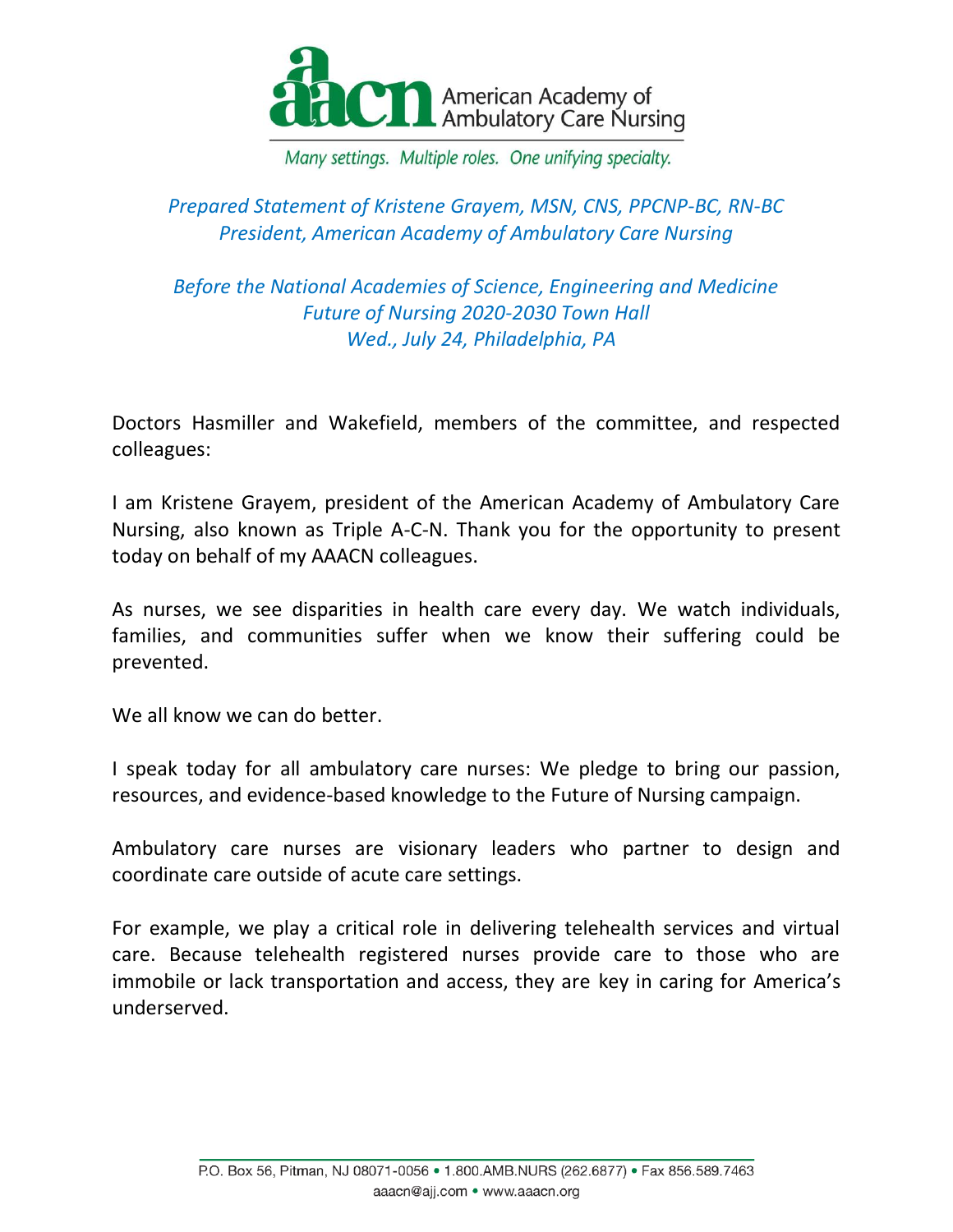American Academy of Ambulatory Care Nursing

*Many settings. Multiple roles. One unifying specialty.*

*Prepared Statement of Kristene Grayem, MSN, CNS, PPCNP-BC, RN-BC*
*President, American Academy of Ambulatory Care Nursing*

*Before the National Academies of Science, Engineering and Medicine*
*Future of Nursing 2020-2030 Town Hall*
*Wed., July 24, Philadelphia, PA*

Doctors Hasmiller and Wakefield, members of the committee, and respected colleagues:

I am Kristene Grayem, president of the American Academy of Ambulatory Care Nursing, also known as Triple A-C-N. Thank you for the opportunity to present today on behalf of my AAACN colleagues.

As nurses, we see disparities in health care every day. We watch individuals, families, and communities suffer when we know their suffering could be prevented.

We all know we can do better.

I speak today for all ambulatory care nurses: We pledge to bring our passion, resources, and evidence-based knowledge to the Future of Nursing campaign.

Ambulatory care nurses are visionary leaders who partner to design and coordinate care outside of acute care settings.

For example, we play a critical role in delivering telehealth services and virtual care. Because telehealth registered nurses provide care to those who are immobile or lack transportation and access, they are key in caring for America's underserved.

P.O. Box 56, Pitman, NJ 08071-0056 • 1.800.AMB.NURS (262.6877) • Fax 856.589.7463
aaacn@ajj.com • www.aaacn.org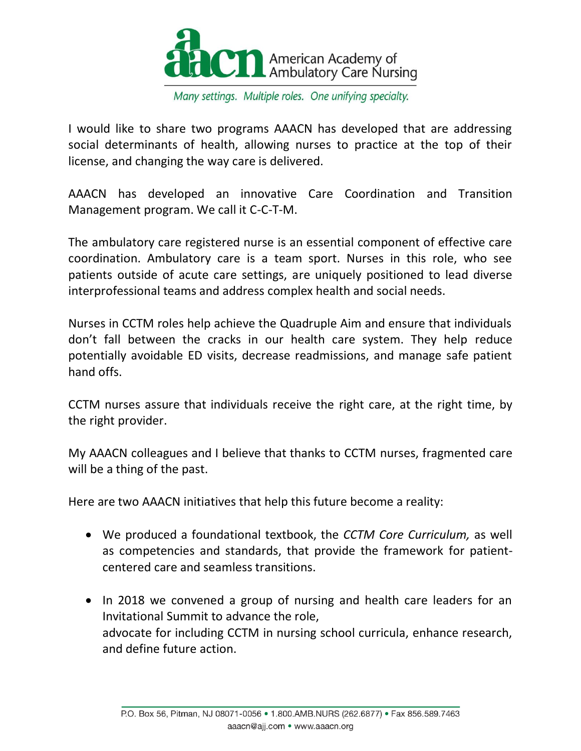I would like to share two programs AAACN has developed that are addressing social determinants of health, allowing nurses to practice at the top of their license, and changing the way care is delivered.

AAACN has developed an innovative Care Coordination and Transition Management program. We call it C-C-T-M.

The ambulatory care registered nurse is an essential component of effective care coordination. Ambulatory care is a team sport. Nurses in this role, who see patients outside of acute care settings, are uniquely positioned to lead diverse interprofessional teams and address complex health and social needs.

Nurses in CCTM roles help achieve the Quadruple Aim and ensure that individuals don't fall between the cracks in our health care system. They help reduce potentially avoidable ED visits, decrease readmissions, and manage safe patient hand offs.

CCTM nurses assure that individuals receive the right care, at the right time, by the right provider.

My AAACN colleagues and I believe that thanks to CCTM nurses, fragmented care will be a thing of the past.

Here are two AAACN initiatives that help this future become a reality:

- We produced a foundational textbook, the *CCTM Core Curriculum,* as well as competencies and standards, that provide the framework for patient-centered care and seamless transitions.

- In 2018 we convened a group of nursing and health care leaders for an Invitational Summit to advance the role, advocate for including CCTM in nursing school curricula, enhance research, and define future action.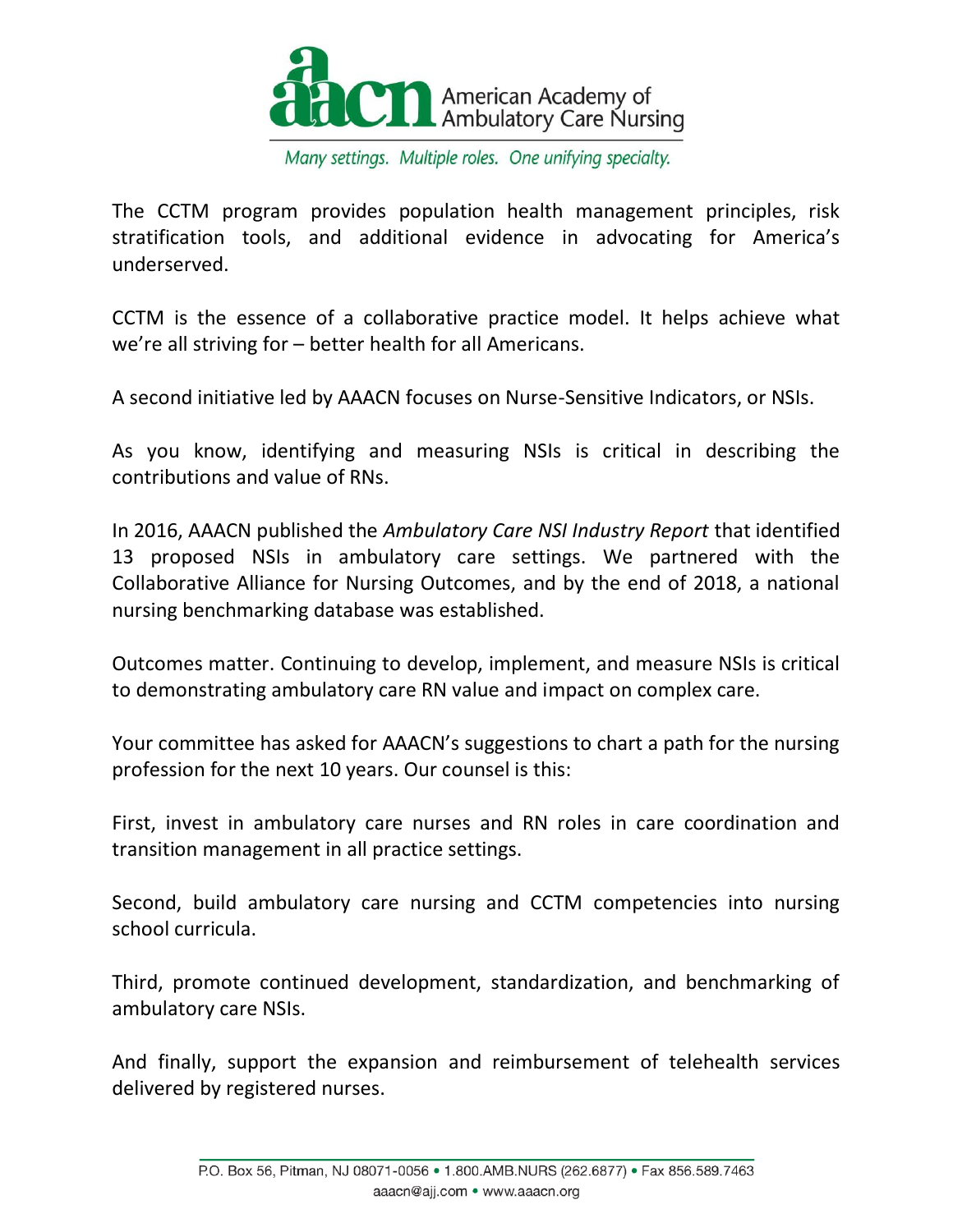The CCTM program provides population health management principles, risk stratification tools, and additional evidence in advocating for America's underserved.

CCTM is the essence of a collaborative practice model. It helps achieve what we're all striving for – better health for all Americans.

A second initiative led by AAACN focuses on Nurse-Sensitive Indicators, or NSIs.

As you know, identifying and measuring NSIs is critical in describing the contributions and value of RNs.

In 2016, AAACN published the *Ambulatory Care NSI Industry Report* that identified 13 proposed NSIs in ambulatory care settings. We partnered with the Collaborative Alliance for Nursing Outcomes, and by the end of 2018, a national nursing benchmarking database was established.

Outcomes matter. Continuing to develop, implement, and measure NSIs is critical to demonstrating ambulatory care RN value and impact on complex care.

Your committee has asked for AAACN's suggestions to chart a path for the nursing profession for the next 10 years. Our counsel is this:

First, invest in ambulatory care nurses and RN roles in care coordination and transition management in all practice settings.

Second, build ambulatory care nursing and CCTM competencies into nursing school curricula.

Third, promote continued development, standardization, and benchmarking of ambulatory care NSIs.

And finally, support the expansion and reimbursement of telehealth services delivered by registered nurses.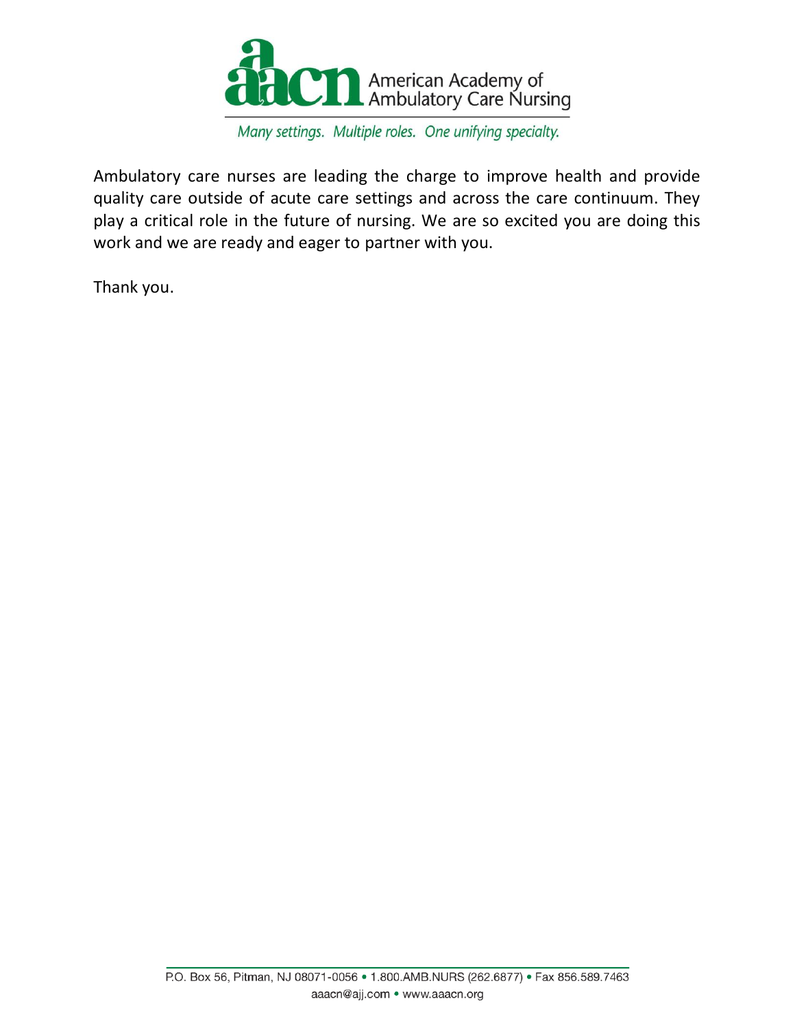Ambulatory care nurses are leading the charge to improve health and provide quality care outside of acute care settings and across the care continuum. They play a critical role in the future of nursing. We are so excited you are doing this work and we are ready and eager to partner with you.

Thank you.